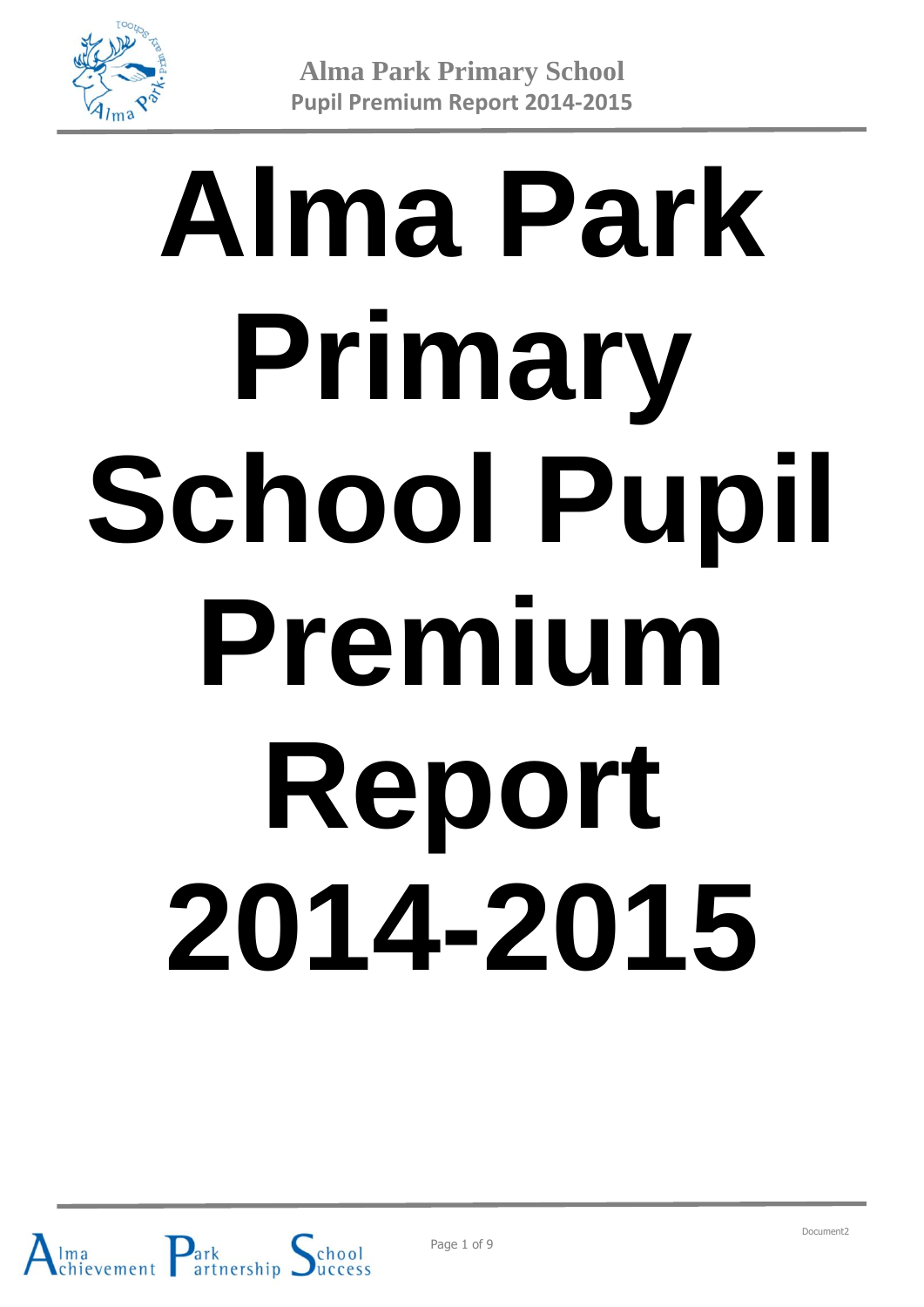# Alma Park Primary School Pupil Premium Report 2014-2015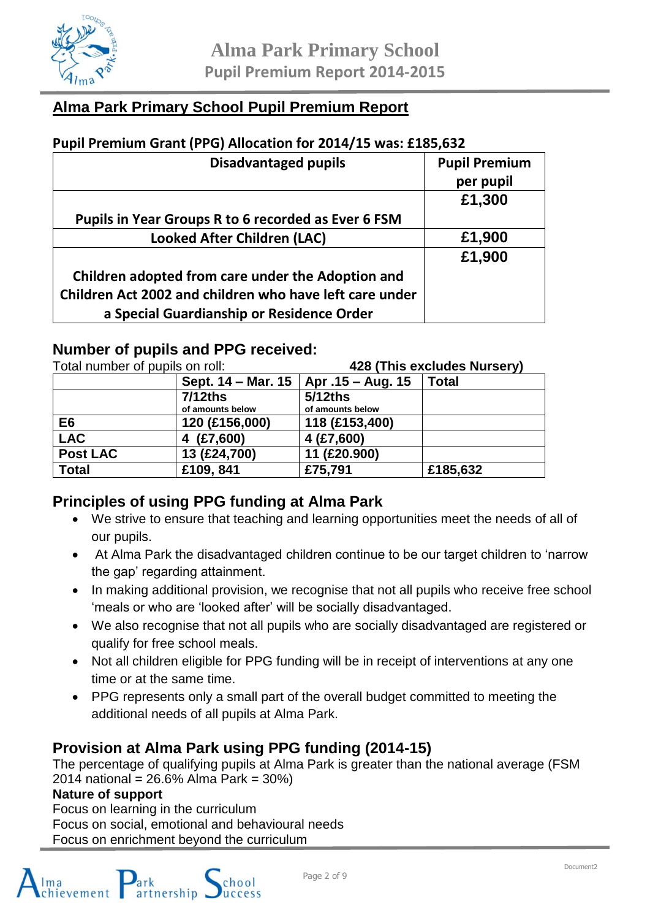## Alma Park Primary School Pupil Premium Report

**Pupil Premium Grant (PPG) Allocation for 2014/15 was: £185,632**

| Disadvantaged pupils | Pupil Premium per pupil |
|---|---|
| Pupils in Year Groups R to 6 recorded as Ever 6 FSM | £1,300 |
| Looked After Children (LAC) | £1,900 |
| Children adopted from care under the Adoption and Children Act 2002 and children who have left care under a Special Guardianship or Residence Order | £1,900 |

## Number of pupils and PPG received:

Total number of pupils on roll: **428 (This excludes Nursery)**

| | Sept. 14 – Mar. 15 | Apr .15 – Aug. 15 | Total |
|---|---|---|---|
| | **7/12ths** of amounts below | **5/12ths** of amounts below | |
| **E6** | 120 (£156,000) | 118 (£153,400) | |
| **LAC** | 4 (£7,600) | 4 (£7,600) | |
| **Post LAC** | 13 (£24,700) | 11 (£20.900) | |
| **Total** | £109, 841 | £75,791 | £185,632 |

## Principles of using PPG funding at Alma Park

- We strive to ensure that teaching and learning opportunities meet the needs of all of our pupils.
- At Alma Park the disadvantaged children continue to be our target children to 'narrow the gap' regarding attainment.
- In making additional provision, we recognise that not all pupils who receive free school 'meals or who are 'looked after' will be socially disadvantaged.
- We also recognise that not all pupils who are socially disadvantaged are registered or qualify for free school meals.
- Not all children eligible for PPG funding will be in receipt of interventions at any one time or at the same time.
- PPG represents only a small part of the overall budget committed to meeting the additional needs of all pupils at Alma Park.

## Provision at Alma Park using PPG funding (2014-15)

The percentage of qualifying pupils at Alma Park is greater than the national average (FSM 2014 national = 26.6% Alma Park = 30%)

**Nature of support**

Focus on learning in the curriculum

Focus on social, emotional and behavioural needs

Focus on enrichment beyond the curriculum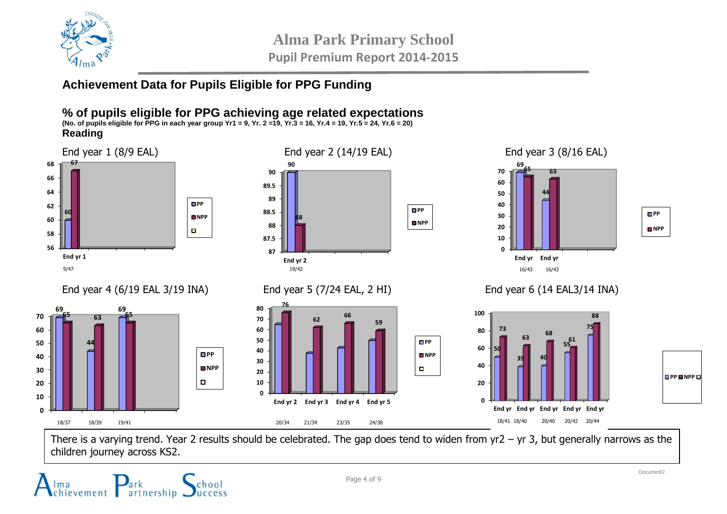# Alma Park Primary School

## Pupil Premium Report 2014-2015

### Achievement Data for Pupils Eligible for PPG Funding

### % of pupils eligible for PPG achieving age related expectations

**(No. of pupils eligible for PPG in each year group Yr1 = 9, Yr. 2 =19, Yr.3 = 16, Yr.4 = 19, Yr.5 = 24, Yr.6 = 20)**

**Reading**

End year 1 (8/9 EAL)

| | PP | NPP |
|---|---|---|
| End yr 1 (9/47) | 60 | 67 |

End year 2 (14/19 EAL)

| | PP | NPP |
|---|---|---|
| End yr 2 (19/42) | 90 | 88 |

End year 3 (8/16 EAL)

| | PP | NPP |
|---|---|---|
| End yr (16/43) | 69 | 65 |
| End yr (16/43) | 44 | 63 |

End year 4 (6/19 EAL 3/19 INA)

| | PP | NPP |
|---|---|---|
| 18/37 | 69 | 65 |
| 18/39 | 44 | 63 |
| 19/41 | 69 | 65 |

End year 5 (7/24 EAL, 2 HI)

| | PP | NPP |
|---|---|---|
| End yr 2 (20/34) | 65 | 76 |
| End yr 3 (21/34) | 38 | 62 |
| End yr 4 (23/35) | 43 | 66 |
| End yr 5 (24/38) | 50 | 59 |

End year 6 (14 EAL3/14 INA)

| | PP | NPP |
|---|---|---|
| End yr (18/41) | 50 | 73 |
| End yr (18/40) | 39 | 63 |
| End yr (20/40) | 40 | 68 |
| End yr (20/42) | 55 | 61 |
| End yr (20/44) | 75 | 88 |

There is a varying trend. Year 2 results should be celebrated. The gap does tend to widen from yr2 – yr 3, but generally narrows as the children journey across KS2.

Alma Achievement Park Partnership School Success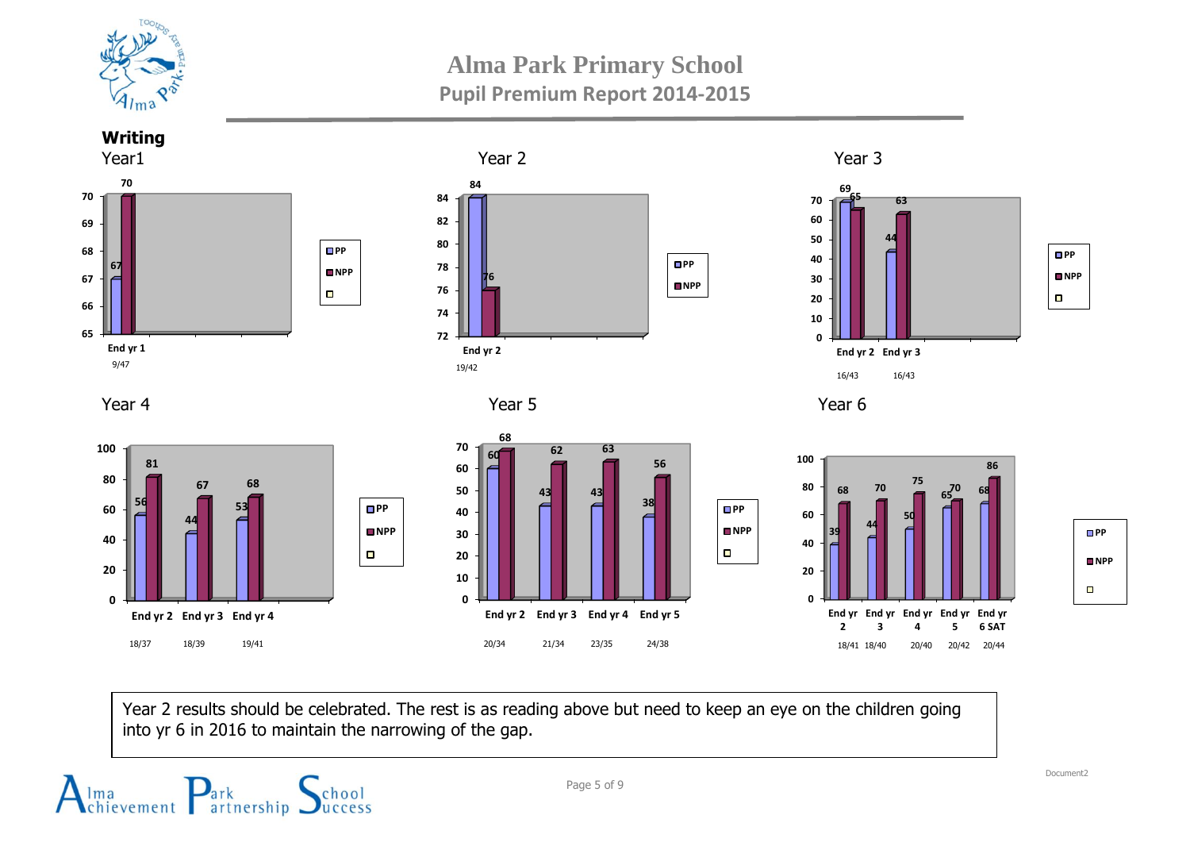# Alma Park Primary School

## Pupil Premium Report 2014-2015

### Writing

**Year1**

| | PP | NPP |
|---|---|---|
| End yr 1 (9/47) | 67 | 70 |

**Year 2**

| | PP | NPP |
|---|---|---|
| End yr 2 (19/42) | 84 | 76 |

**Year 3**

| | PP | NPP |
|---|---|---|
| End yr 2 (16/43) | 69 | 65 |
| End yr 3 (16/43) | 44 | 63 |

**Year 4**

| | PP | NPP |
|---|---|---|
| End yr 2 (18/37) | 56 | 81 |
| End yr 3 (18/39) | 44 | 67 |
| End yr 4 (19/41) | 53 | 68 |

**Year 5**

| | PP | NPP |
|---|---|---|
| End yr 2 (20/34) | 60 | 68 |
| End yr 3 (21/34) | 43 | 62 |
| End yr 4 (23/35) | 43 | 63 |
| End yr 5 (24/38) | 38 | 56 |

**Year 6**

| | PP | NPP |
|---|---|---|
| End yr 2 (18/41) | 39 | 68 |
| End yr 3 (18/40) | 44 | 70 |
| End yr 4 (20/40) | 50 | 75 |
| End yr 5 (20/42) | 65 | 70 |
| End yr 6 SAT (20/44) | 68 | 86 |

Year 2 results should be celebrated. The rest is as reading above but need to keep an eye on the children going into yr 6 in 2016 to maintain the narrowing of the gap.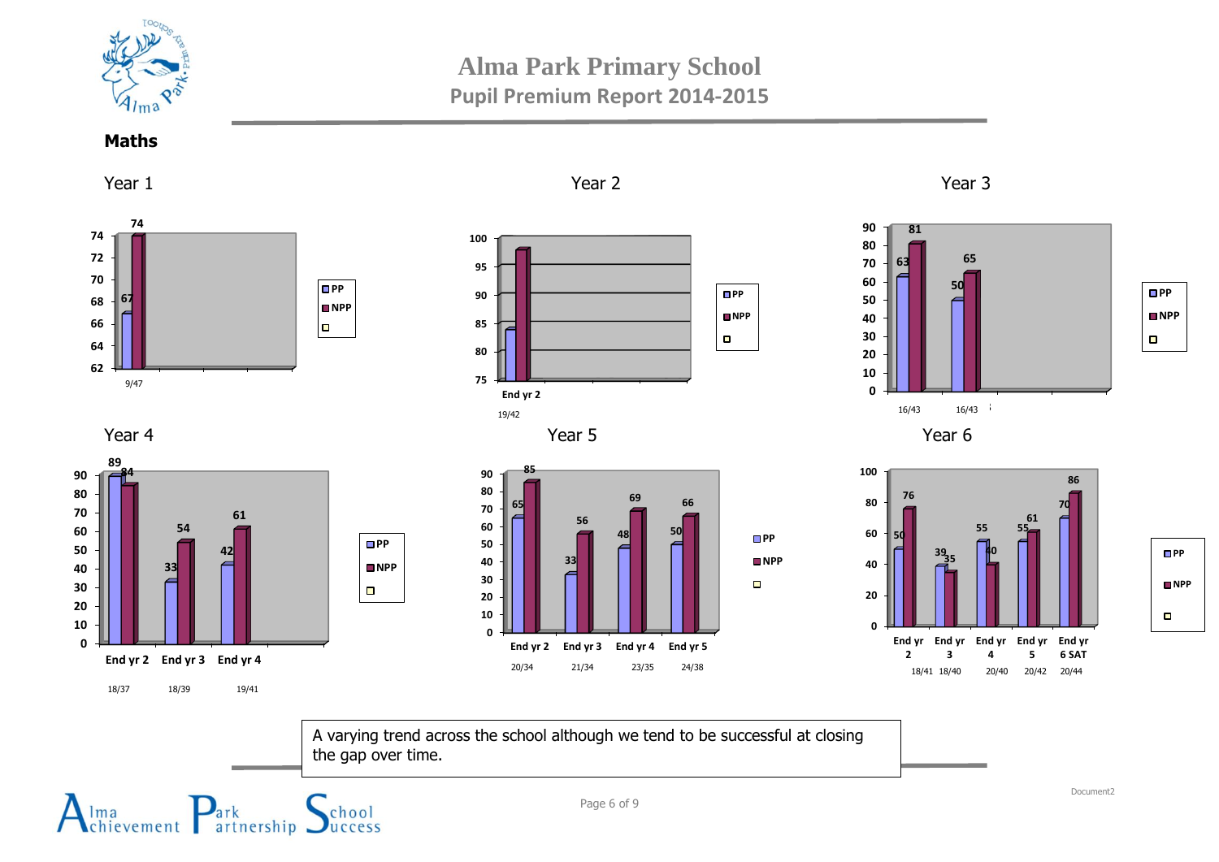# Alma Park Primary School

## Pupil Premium Report 2014-2015

### Maths

**Year 1**

| | PP | NPP |
|---|---|---|
| 9/47 | 67 | 74 |

**Year 2**

| | PP | NPP |
|---|---|---|
| End yr 2 (19/42) | 84 | 98 |

**Year 3**

| | PP | NPP |
|---|---|---|
| 16/43 | 63 | 81 |
| 16/43 | 50 | 65 |

**Year 4**

| | PP | NPP |
|---|---|---|
| End yr 2 (18/37) | 89 | 84 |
| End yr 3 (18/39) | 33 | 54 |
| End yr 4 (19/41) | 42 | 61 |

**Year 5**

| | PP | NPP |
|---|---|---|
| End yr 2 (20/34) | 65 | 85 |
| End yr 3 (21/34) | 33 | 56 |
| End yr 4 (23/35) | 48 | 69 |
| End yr 5 (24/38) | 50 | 66 |

**Year 6**

| | PP | NPP |
|---|---|---|
| End yr 2 (18/41) | 50 | 76 |
| End yr 3 (18/40) | 39 | 35 |
| End yr 4 (20/40) | 55 | 40 |
| End yr 5 (20/42) | 55 | 61 |
| End yr 6 SAT (20/44) | 70 | 86 |

A varying trend across the school although we tend to be successful at closing the gap over time.

Alma Achievement Park Partnership School Success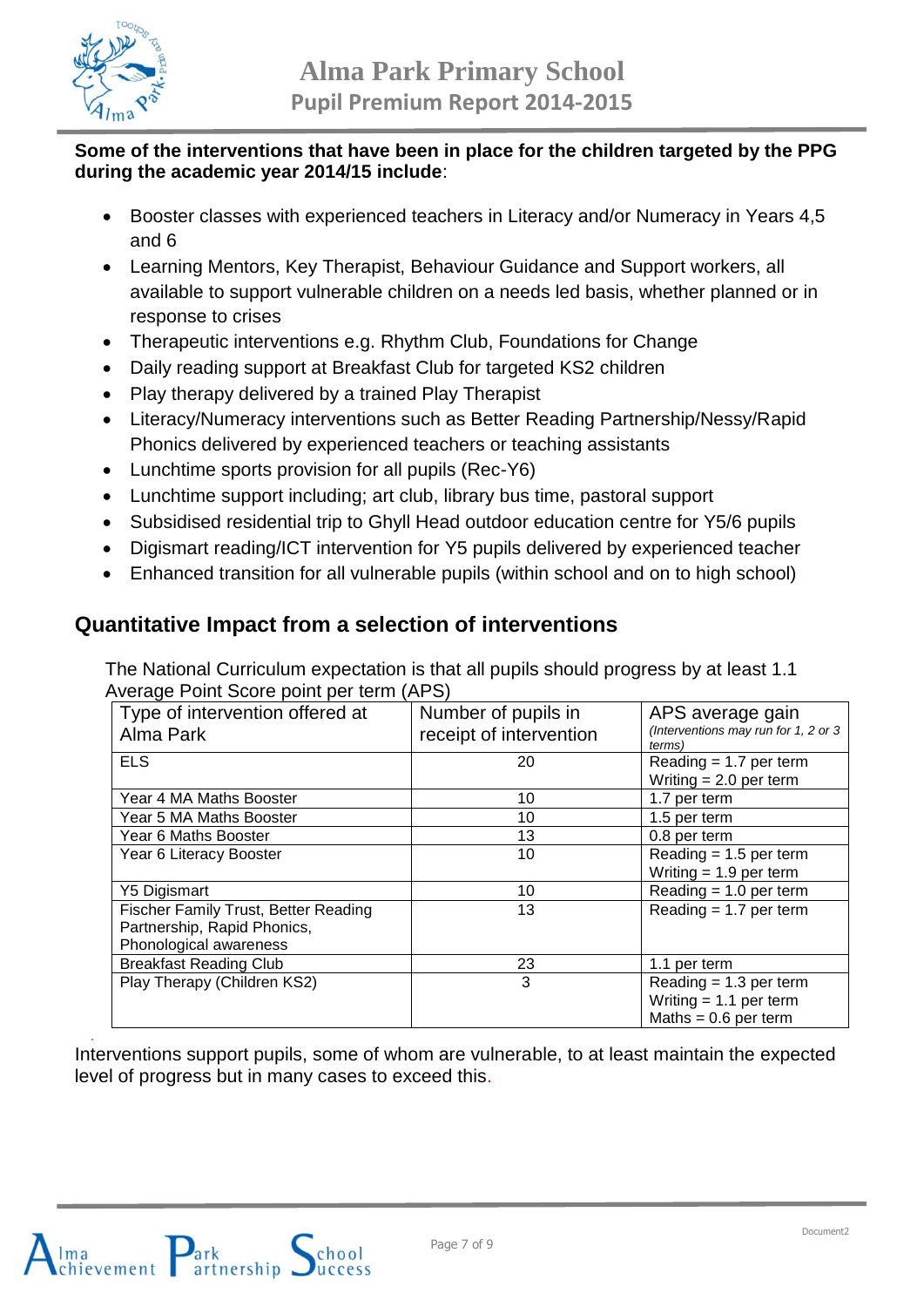**Some of the interventions that have been in place for the children targeted by the PPG during the academic year 2014/15 include**:

- Booster classes with experienced teachers in Literacy and/or Numeracy in Years 4,5 and 6
- Learning Mentors, Key Therapist, Behaviour Guidance and Support workers, all available to support vulnerable children on a needs led basis, whether planned or in response to crises
- Therapeutic interventions e.g. Rhythm Club, Foundations for Change
- Daily reading support at Breakfast Club for targeted KS2 children
- Play therapy delivered by a trained Play Therapist
- Literacy/Numeracy interventions such as Better Reading Partnership/Nessy/Rapid Phonics delivered by experienced teachers or teaching assistants
- Lunchtime sports provision for all pupils (Rec-Y6)
- Lunchtime support including; art club, library bus time, pastoral support
- Subsidised residential trip to Ghyll Head outdoor education centre for Y5/6 pupils
- Digismart reading/ICT intervention for Y5 pupils delivered by experienced teacher
- Enhanced transition for all vulnerable pupils (within school and on to high school)

## Quantitative Impact from a selection of interventions

The National Curriculum expectation is that all pupils should progress by at least 1.1 Average Point Score point per term (APS)

| Type of intervention offered at Alma Park | Number of pupils in receipt of intervention | APS average gain *(Interventions may run for 1, 2 or 3 terms)* |
|---|---|---|
| ELS | 20 | Reading = 1.7 per term<br>Writing = 2.0 per term |
| Year 4 MA Maths Booster | 10 | 1.7 per term |
| Year 5 MA Maths Booster | 10 | 1.5 per term |
| Year 6 Maths Booster | 13 | 0.8 per term |
| Year 6 Literacy Booster | 10 | Reading = 1.5 per term<br>Writing = 1.9 per term |
| Y5 Digismart | 10 | Reading = 1.0 per term |
| Fischer Family Trust, Better Reading Partnership, Rapid Phonics, Phonological awareness | 13 | Reading = 1.7 per term |
| Breakfast Reading Club | 23 | 1.1 per term |
| Play Therapy (Children KS2) | 3 | Reading = 1.3 per term<br>Writing = 1.1 per term<br>Maths = 0.6 per term |

Interventions support pupils, some of whom are vulnerable, to at least maintain the expected level of progress but in many cases to exceed this.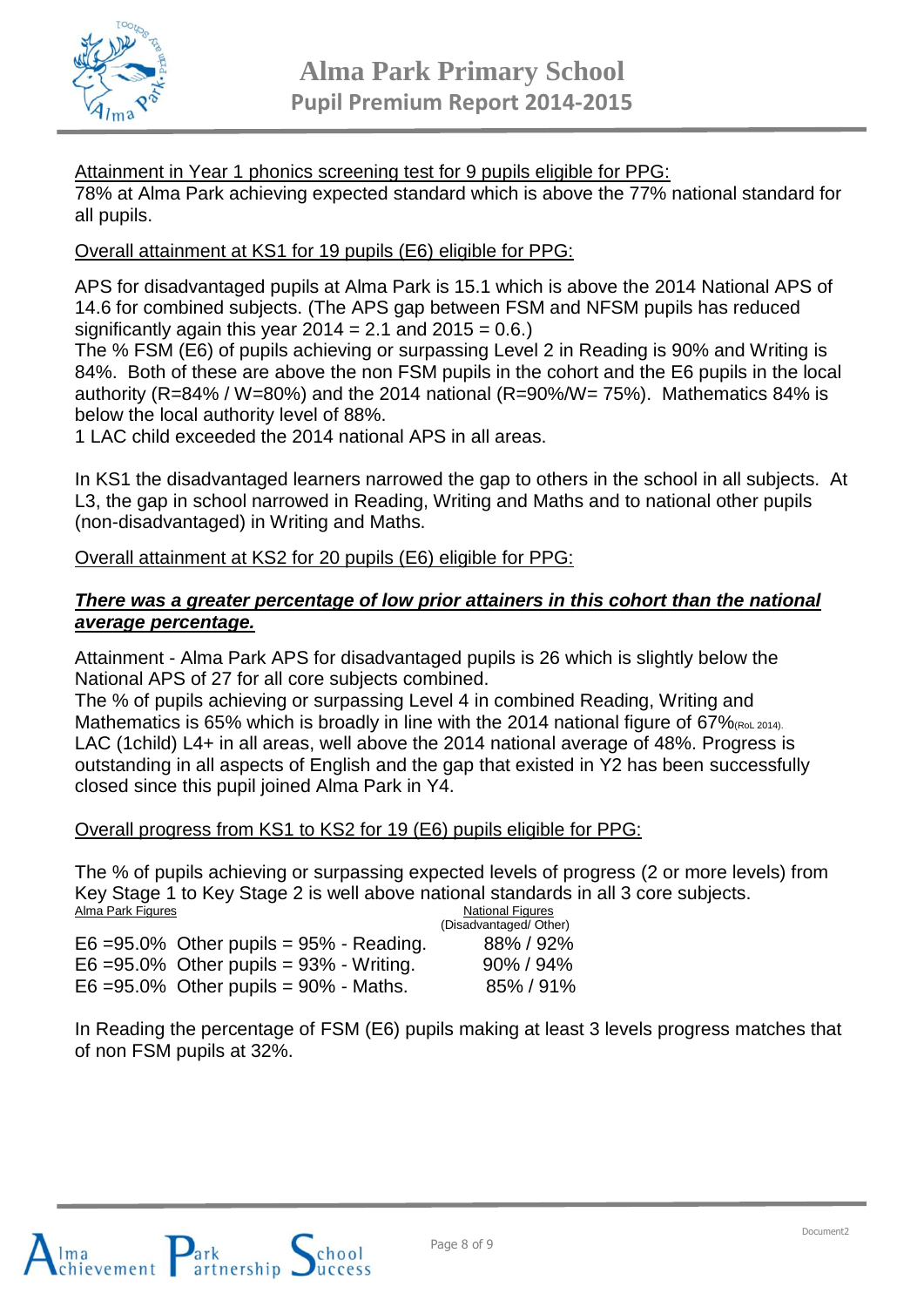Attainment in Year 1 phonics screening test for 9 pupils eligible for PPG:

78% at Alma Park achieving expected standard which is above the 77% national standard for all pupils.

Overall attainment at KS1 for 19 pupils (E6) eligible for PPG:

APS for disadvantaged pupils at Alma Park is 15.1 which is above the 2014 National APS of 14.6 for combined subjects. (The APS gap between FSM and NFSM pupils has reduced significantly again this year 2014 = 2.1 and 2015 = 0.6.)

The % FSM (E6) of pupils achieving or surpassing Level 2 in Reading is 90% and Writing is 84%. Both of these are above the non FSM pupils in the cohort and the E6 pupils in the local authority (R=84% / W=80%) and the 2014 national (R=90%/W= 75%). Mathematics 84% is below the local authority level of 88%.

1 LAC child exceeded the 2014 national APS in all areas.

In KS1 the disadvantaged learners narrowed the gap to others in the school in all subjects. At L3, the gap in school narrowed in Reading, Writing and Maths and to national other pupils (non-disadvantaged) in Writing and Maths.

Overall attainment at KS2 for 20 pupils (E6) eligible for PPG:

***There was a greater percentage of low prior attainers in this cohort than the national average percentage.***

Attainment - Alma Park APS for disadvantaged pupils is 26 which is slightly below the National APS of 27 for all core subjects combined.

The % of pupils achieving or surpassing Level 4 in combined Reading, Writing and Mathematics is 65% which is broadly in line with the 2014 national figure of 67%(RoL 2014).

LAC (1child) L4+ in all areas, well above the 2014 national average of 48%. Progress is outstanding in all aspects of English and the gap that existed in Y2 has been successfully closed since this pupil joined Alma Park in Y4.

Overall progress from KS1 to KS2 for 19 (E6) pupils eligible for PPG:

The % of pupils achieving or surpassing expected levels of progress (2 or more levels) from Key Stage 1 to Key Stage 2 is well above national standards in all 3 core subjects.

| Alma Park Figures | National Figures (Disadvantaged/ Other) |
|---|---|
| E6 =95.0% Other pupils = 95% - Reading. | 88% / 92% |
| E6 =95.0% Other pupils = 93% - Writing. | 90% / 94% |
| E6 =95.0% Other pupils = 90% - Maths. | 85% / 91% |

In Reading the percentage of FSM (E6) pupils making at least 3 levels progress matches that of non FSM pupils at 32%.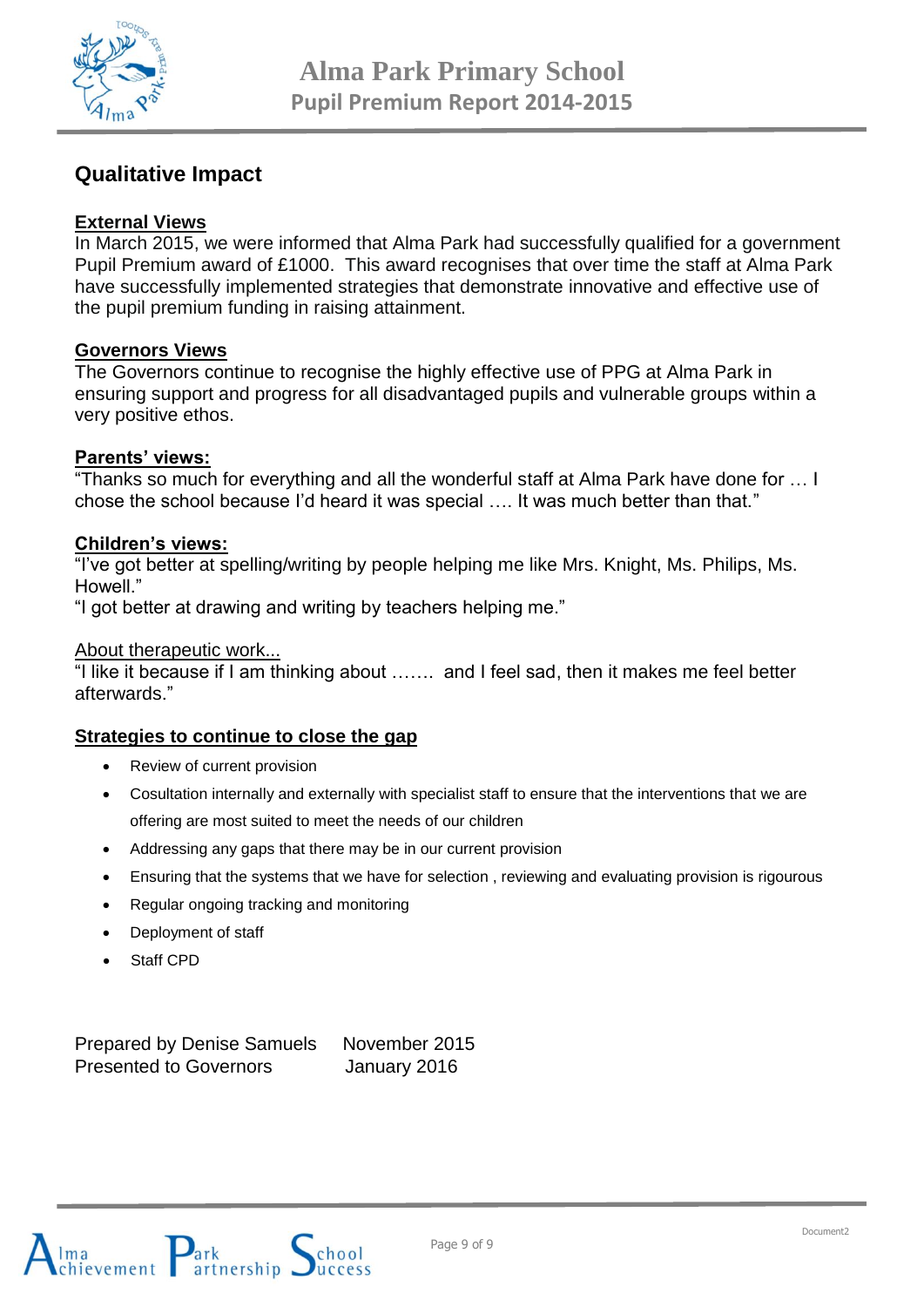## Qualitative Impact

**External Views**

In March 2015, we were informed that Alma Park had successfully qualified for a government Pupil Premium award of £1000. This award recognises that over time the staff at Alma Park have successfully implemented strategies that demonstrate innovative and effective use of the pupil premium funding in raising attainment.

**Governors Views**

The Governors continue to recognise the highly effective use of PPG at Alma Park in ensuring support and progress for all disadvantaged pupils and vulnerable groups within a very positive ethos.

**Parents' views:**

"Thanks so much for everything and all the wonderful staff at Alma Park have done for … I chose the school because I'd heard it was special …. It was much better than that."

**Children's views:**

"I've got better at spelling/writing by people helping me like Mrs. Knight, Ms. Philips, Ms. Howell."

"I got better at drawing and writing by teachers helping me."

About therapeutic work...

"I like it because if I am thinking about ……. and I feel sad, then it makes me feel better afterwards."

**Strategies to continue to close the gap**

- Review of current provision
- Cosultation internally and externally with specialist staff to ensure that the interventions that we are offering are most suited to meet the needs of our children
- Addressing any gaps that there may be in our current provision
- Ensuring that the systems that we have for selection , reviewing and evaluating provision is rigourous
- Regular ongoing tracking and monitoring
- Deployment of staff
- Staff CPD

Prepared by Denise Samuels November 2015
Presented to Governors January 2016